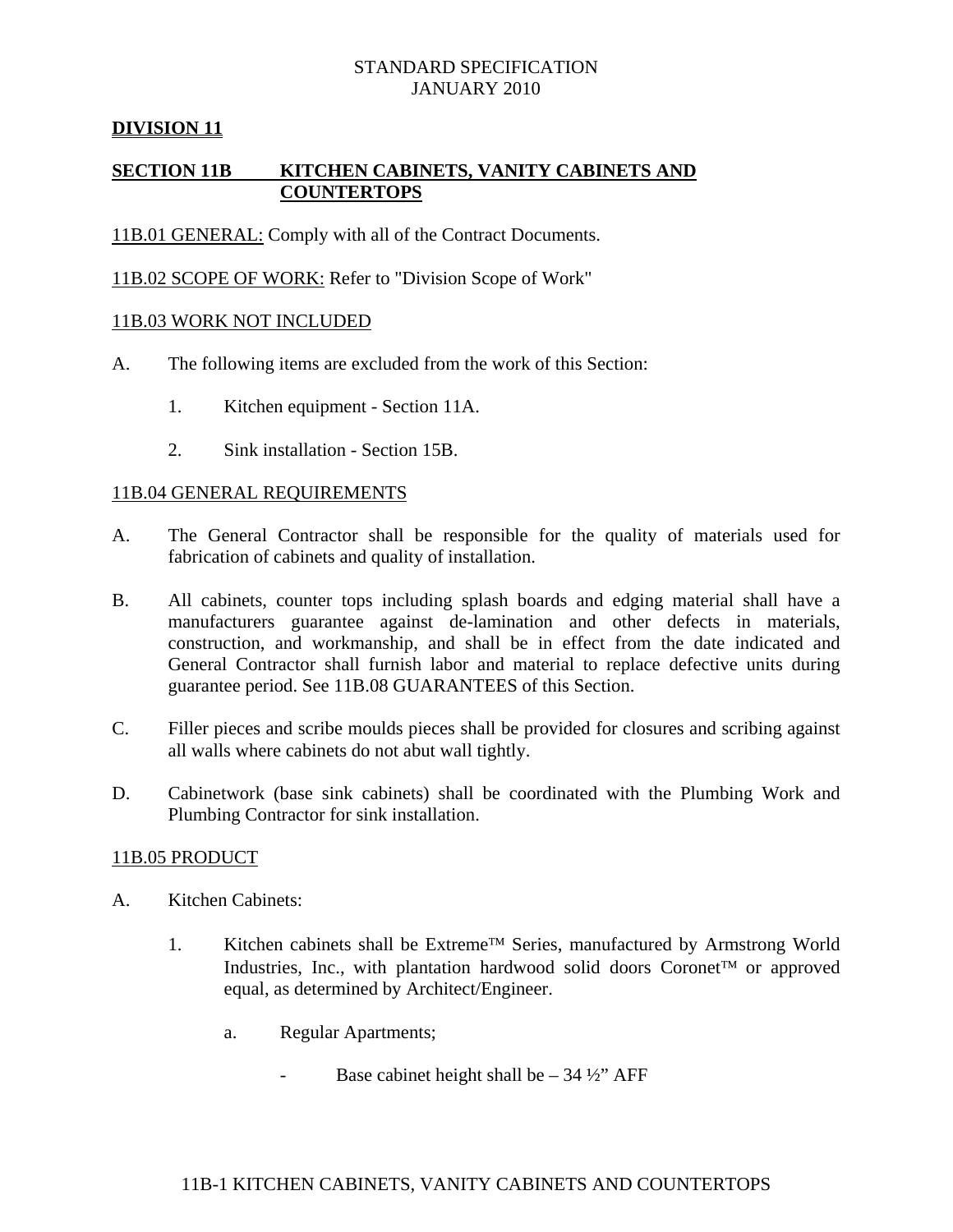STANDARD SPECIFICATION
JANUARY 2010

## DIVISION 11

## SECTION 11B KITCHEN CABINETS, VANITY CABINETS AND COUNTERTOPS

11B.01 GENERAL: Comply with all of the Contract Documents.

11B.02 SCOPE OF WORK: Refer to "Division Scope of Work"

### 11B.03 WORK NOT INCLUDED

A. The following items are excluded from the work of this Section:

   1. Kitchen equipment - Section 11A.

   2. Sink installation - Section 15B.

### 11B.04 GENERAL REQUIREMENTS

A. The General Contractor shall be responsible for the quality of materials used for fabrication of cabinets and quality of installation.

B. All cabinets, counter tops including splash boards and edging material shall have a manufacturers guarantee against de-lamination and other defects in materials, construction, and workmanship, and shall be in effect from the date indicated and General Contractor shall furnish labor and material to replace defective units during guarantee period. See 11B.08 GUARANTEES of this Section.

C. Filler pieces and scribe moulds pieces shall be provided for closures and scribing against all walls where cabinets do not abut wall tightly.

D. Cabinetwork (base sink cabinets) shall be coordinated with the Plumbing Work and Plumbing Contractor for sink installation.

### 11B.05 PRODUCT

A. Kitchen Cabinets:

   1. Kitchen cabinets shall be Extreme™ Series, manufactured by Armstrong World Industries, Inc., with plantation hardwood solid doors Coronet™ or approved equal, as determined by Architect/Engineer.

      a. Regular Apartments;

         - Base cabinet height shall be – 34 ½” AFF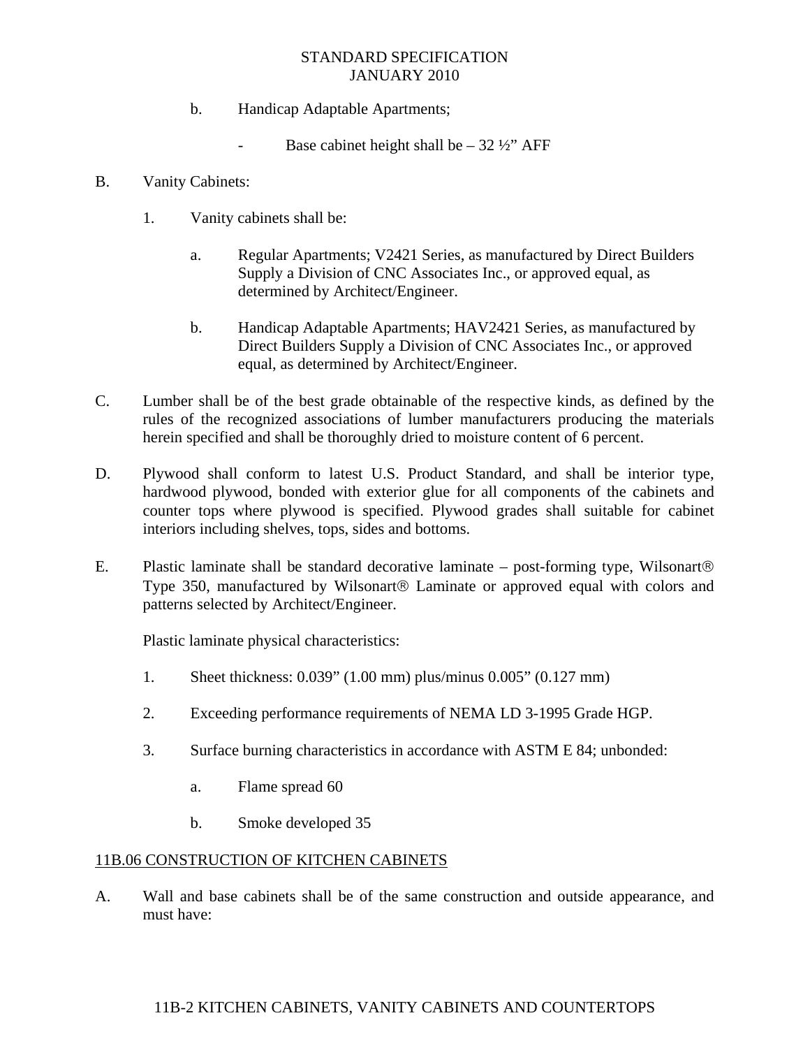b. Handicap Adaptable Apartments;

- Base cabinet height shall be – 32 ½” AFF

B. Vanity Cabinets:

1. Vanity cabinets shall be:

   a. Regular Apartments; V2421 Series, as manufactured by Direct Builders Supply a Division of CNC Associates Inc., or approved equal, as determined by Architect/Engineer.

   b. Handicap Adaptable Apartments; HAV2421 Series, as manufactured by Direct Builders Supply a Division of CNC Associates Inc., or approved equal, as determined by Architect/Engineer.

C. Lumber shall be of the best grade obtainable of the respective kinds, as defined by the rules of the recognized associations of lumber manufacturers producing the materials herein specified and shall be thoroughly dried to moisture content of 6 percent.

D. Plywood shall conform to latest U.S. Product Standard, and shall be interior type, hardwood plywood, bonded with exterior glue for all components of the cabinets and counter tops where plywood is specified. Plywood grades shall suitable for cabinet interiors including shelves, tops, sides and bottoms.

E. Plastic laminate shall be standard decorative laminate – post-forming type, Wilsonart® Type 350, manufactured by Wilsonart® Laminate or approved equal with colors and patterns selected by Architect/Engineer.

Plastic laminate physical characteristics:

1. Sheet thickness: 0.039” (1.00 mm) plus/minus 0.005” (0.127 mm)

2. Exceeding performance requirements of NEMA LD 3-1995 Grade HGP.

3. Surface burning characteristics in accordance with ASTM E 84; unbonded:

   a. Flame spread 60

   b. Smoke developed 35

## 11B.06 CONSTRUCTION OF KITCHEN CABINETS

A. Wall and base cabinets shall be of the same construction and outside appearance, and must have: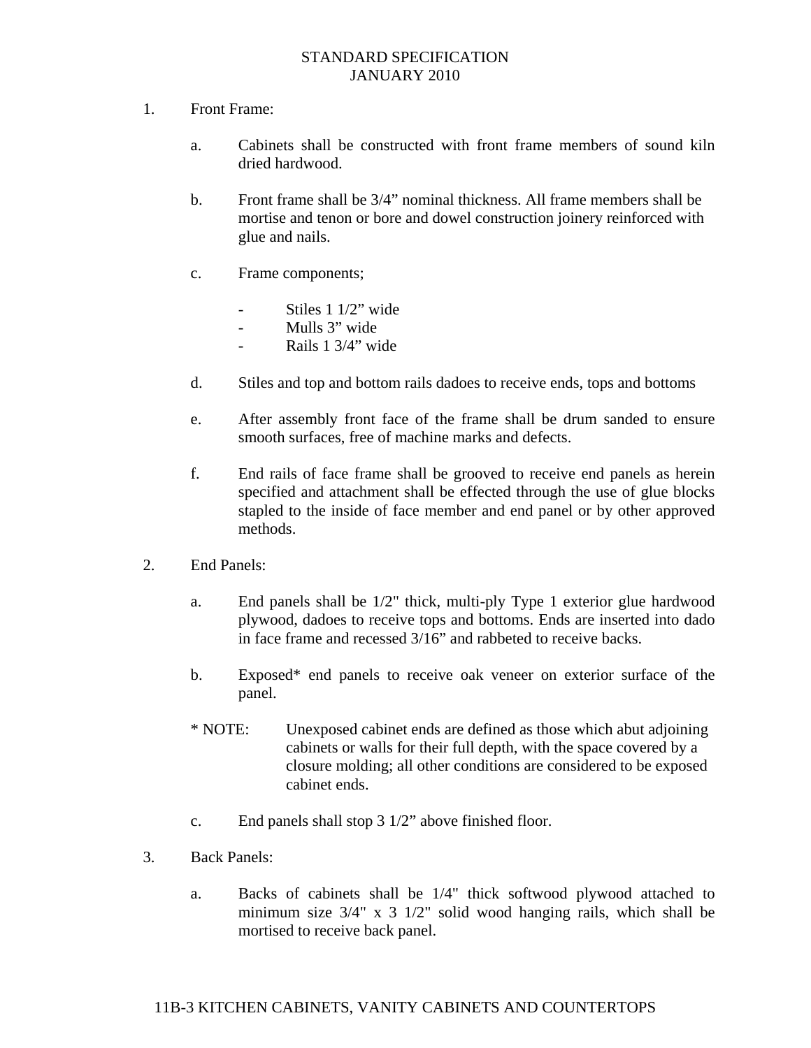1. Front Frame:

   a. Cabinets shall be constructed with front frame members of sound kiln dried hardwood.

   b. Front frame shall be 3/4" nominal thickness. All frame members shall be mortise and tenon or bore and dowel construction joinery reinforced with glue and nails.

   c. Frame components;

      - Stiles 1 1/2" wide
      - Mulls 3" wide
      - Rails 1 3/4" wide

   d. Stiles and top and bottom rails dadoes to receive ends, tops and bottoms

   e. After assembly front face of the frame shall be drum sanded to ensure smooth surfaces, free of machine marks and defects.

   f. End rails of face frame shall be grooved to receive end panels as herein specified and attachment shall be effected through the use of glue blocks stapled to the inside of face member and end panel or by other approved methods.

2. End Panels:

   a. End panels shall be 1/2" thick, multi-ply Type 1 exterior glue hardwood plywood, dadoes to receive tops and bottoms. Ends are inserted into dado in face frame and recessed 3/16" and rabbeted to receive backs.

   b. Exposed* end panels to receive oak veneer on exterior surface of the panel.

   * NOTE: Unexposed cabinet ends are defined as those which abut adjoining cabinets or walls for their full depth, with the space covered by a closure molding; all other conditions are considered to be exposed cabinet ends.

   c. End panels shall stop 3 1/2" above finished floor.

3. Back Panels:

   a. Backs of cabinets shall be 1/4" thick softwood plywood attached to minimum size 3/4" x 3 1/2" solid wood hanging rails, which shall be mortised to receive back panel.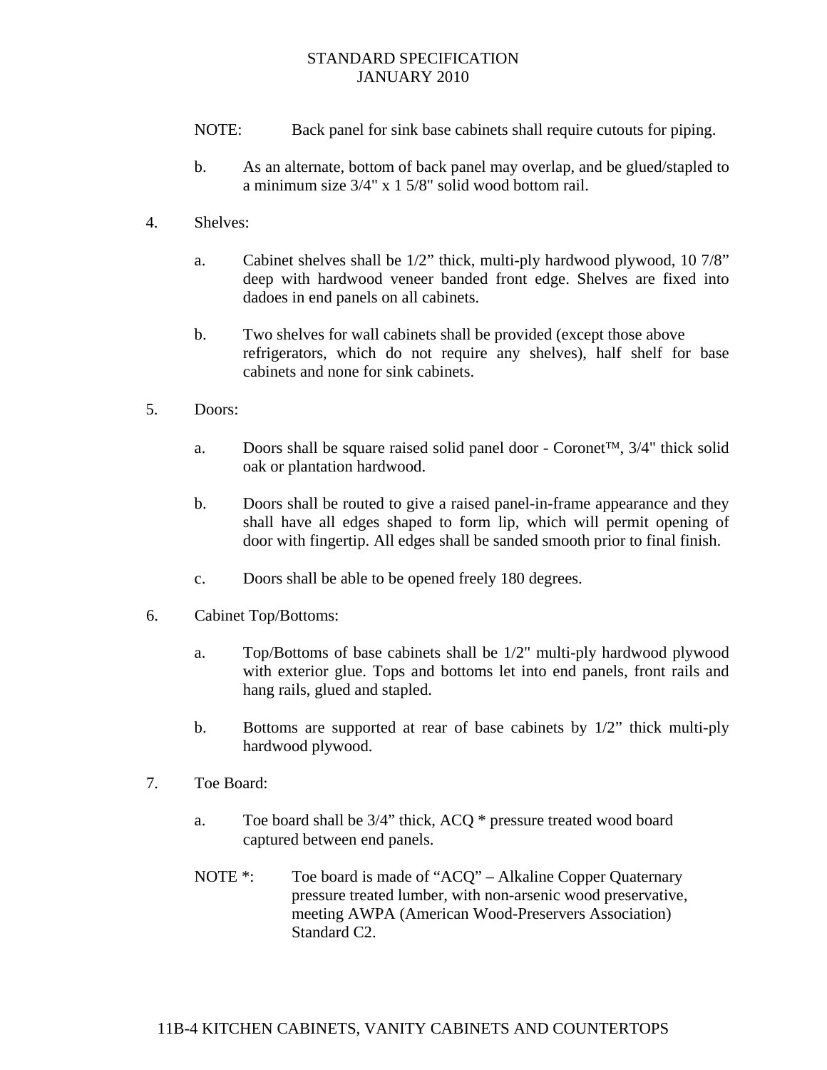NOTE: Back panel for sink base cabinets shall require cutouts for piping.

b. As an alternate, bottom of back panel may overlap, and be glued/stapled to a minimum size 3/4" x 1 5/8" solid wood bottom rail.

4. Shelves:

a. Cabinet shelves shall be 1/2" thick, multi-ply hardwood plywood, 10 7/8" deep with hardwood veneer banded front edge. Shelves are fixed into dadoes in end panels on all cabinets.

b. Two shelves for wall cabinets shall be provided (except those above refrigerators, which do not require any shelves), half shelf for base cabinets and none for sink cabinets.

5. Doors:

a. Doors shall be square raised solid panel door - Coronet™, 3/4" thick solid oak or plantation hardwood.

b. Doors shall be routed to give a raised panel-in-frame appearance and they shall have all edges shaped to form lip, which will permit opening of door with fingertip. All edges shall be sanded smooth prior to final finish.

c. Doors shall be able to be opened freely 180 degrees.

6. Cabinet Top/Bottoms:

a. Top/Bottoms of base cabinets shall be 1/2" multi-ply hardwood plywood with exterior glue. Tops and bottoms let into end panels, front rails and hang rails, glued and stapled.

b. Bottoms are supported at rear of base cabinets by 1/2" thick multi-ply hardwood plywood.

7. Toe Board:

a. Toe board shall be 3/4" thick, ACQ * pressure treated wood board captured between end panels.

NOTE *: Toe board is made of "ACQ" – Alkaline Copper Quaternary pressure treated lumber, with non-arsenic wood preservative, meeting AWPA (American Wood-Preservers Association) Standard C2.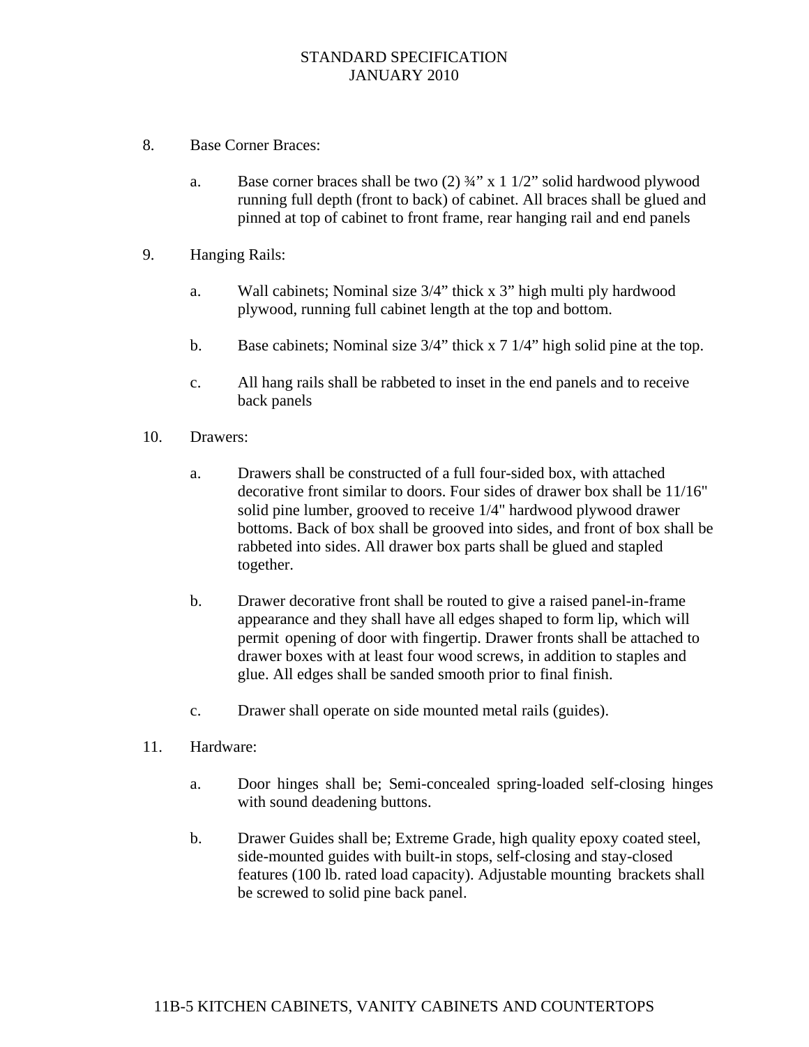8. Base Corner Braces:

   a. Base corner braces shall be two (2) ¾" x 1 1/2" solid hardwood plywood running full depth (front to back) of cabinet. All braces shall be glued and pinned at top of cabinet to front frame, rear hanging rail and end panels

9. Hanging Rails:

   a. Wall cabinets; Nominal size 3/4" thick x 3" high multi ply hardwood plywood, running full cabinet length at the top and bottom.

   b. Base cabinets; Nominal size 3/4" thick x 7 1/4" high solid pine at the top.

   c. All hang rails shall be rabbeted to inset in the end panels and to receive back panels

10. Drawers:

    a. Drawers shall be constructed of a full four-sided box, with attached decorative front similar to doors. Four sides of drawer box shall be 11/16" solid pine lumber, grooved to receive 1/4" hardwood plywood drawer bottoms. Back of box shall be grooved into sides, and front of box shall be rabbeted into sides. All drawer box parts shall be glued and stapled together.

    b. Drawer decorative front shall be routed to give a raised panel-in-frame appearance and they shall have all edges shaped to form lip, which will permit opening of door with fingertip. Drawer fronts shall be attached to drawer boxes with at least four wood screws, in addition to staples and glue. All edges shall be sanded smooth prior to final finish.

    c. Drawer shall operate on side mounted metal rails (guides).

11. Hardware:

    a. Door hinges shall be; Semi-concealed spring-loaded self-closing hinges with sound deadening buttons.

    b. Drawer Guides shall be; Extreme Grade, high quality epoxy coated steel, side-mounted guides with built-in stops, self-closing and stay-closed features (100 lb. rated load capacity). Adjustable mounting brackets shall be screwed to solid pine back panel.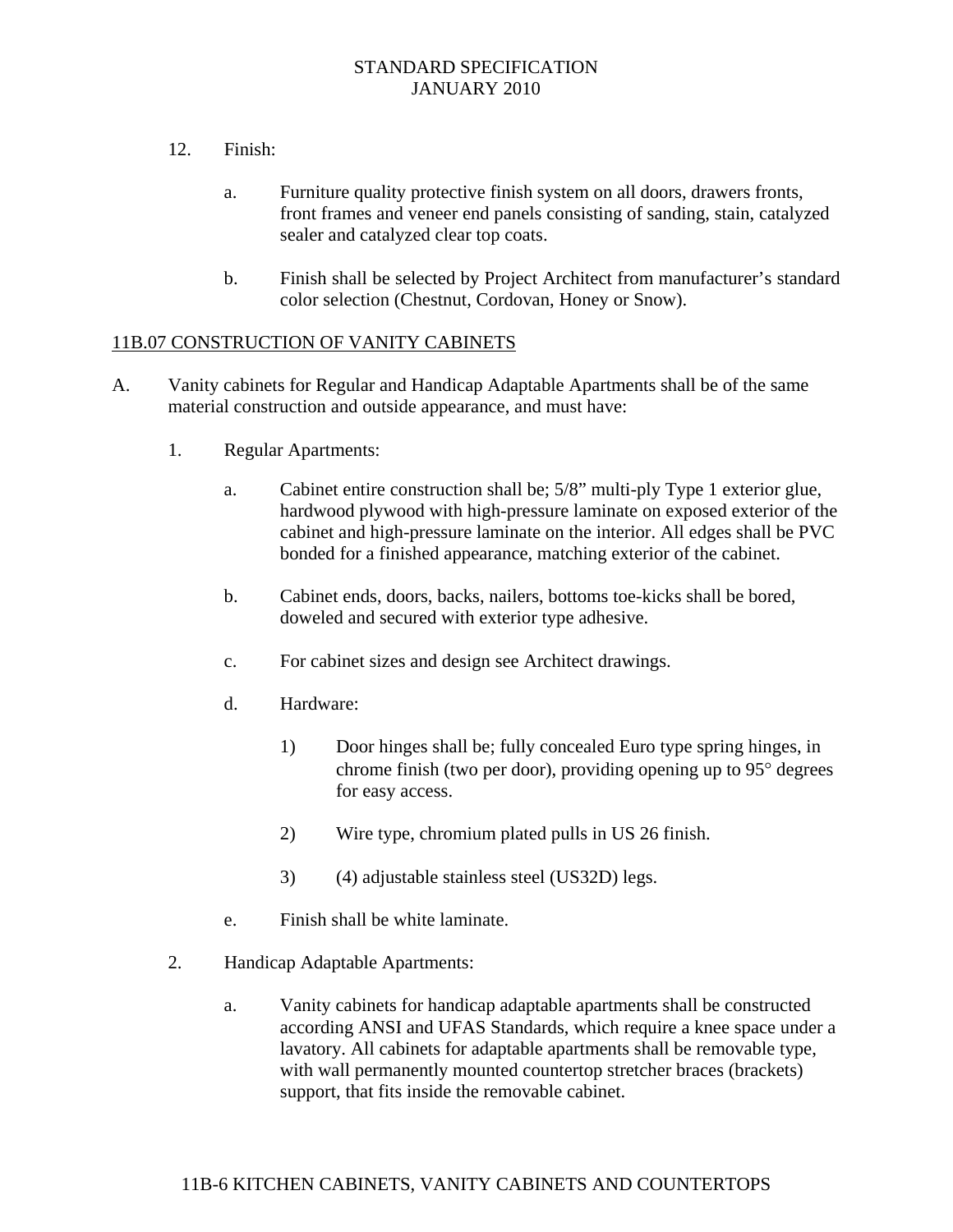12. Finish:

    a. Furniture quality protective finish system on all doors, drawers fronts, front frames and veneer end panels consisting of sanding, stain, catalyzed sealer and catalyzed clear top coats.

    b. Finish shall be selected by Project Architect from manufacturer's standard color selection (Chestnut, Cordovan, Honey or Snow).

<u>11B.07 CONSTRUCTION OF VANITY CABINETS</u>

A. Vanity cabinets for Regular and Handicap Adaptable Apartments shall be of the same material construction and outside appearance, and must have:

   1. Regular Apartments:

      a. Cabinet entire construction shall be; 5/8" multi-ply Type 1 exterior glue, hardwood plywood with high-pressure laminate on exposed exterior of the cabinet and high-pressure laminate on the interior. All edges shall be PVC bonded for a finished appearance, matching exterior of the cabinet.

      b. Cabinet ends, doors, backs, nailers, bottoms toe-kicks shall be bored, doweled and secured with exterior type adhesive.

      c. For cabinet sizes and design see Architect drawings.

      d. Hardware:

         1) Door hinges shall be; fully concealed Euro type spring hinges, in chrome finish (two per door), providing opening up to 95° degrees for easy access.

         2) Wire type, chromium plated pulls in US 26 finish.

         3) (4) adjustable stainless steel (US32D) legs.

      e. Finish shall be white laminate.

   2. Handicap Adaptable Apartments:

      a. Vanity cabinets for handicap adaptable apartments shall be constructed according ANSI and UFAS Standards, which require a knee space under a lavatory. All cabinets for adaptable apartments shall be removable type, with wall permanently mounted countertop stretcher braces (brackets) support, that fits inside the removable cabinet.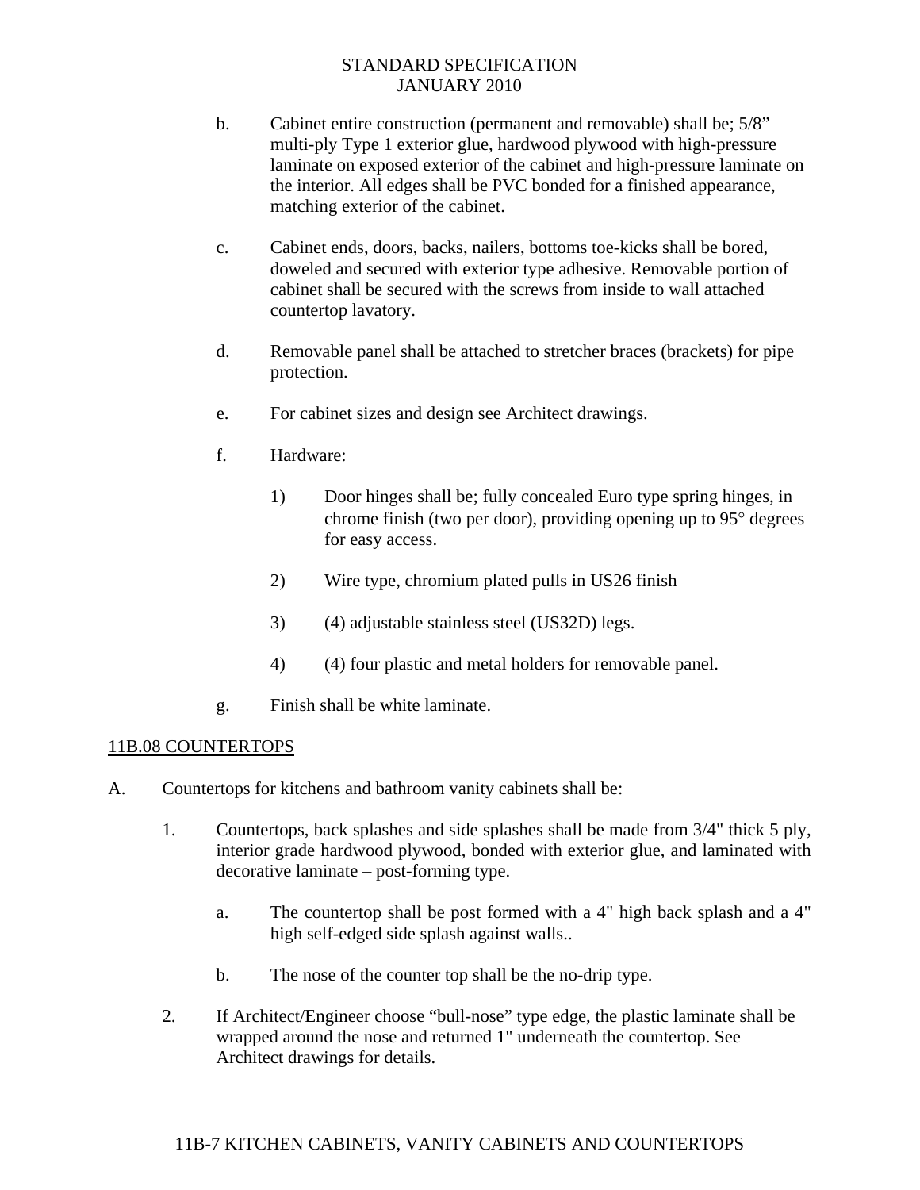b. Cabinet entire construction (permanent and removable) shall be; 5/8" multi-ply Type 1 exterior glue, hardwood plywood with high-pressure laminate on exposed exterior of the cabinet and high-pressure laminate on the interior. All edges shall be PVC bonded for a finished appearance, matching exterior of the cabinet.

c. Cabinet ends, doors, backs, nailers, bottoms toe-kicks shall be bored, doweled and secured with exterior type adhesive. Removable portion of cabinet shall be secured with the screws from inside to wall attached countertop lavatory.

d. Removable panel shall be attached to stretcher braces (brackets) for pipe protection.

e. For cabinet sizes and design see Architect drawings.

f. Hardware:

   1) Door hinges shall be; fully concealed Euro type spring hinges, in chrome finish (two per door), providing opening up to 95° degrees for easy access.

   2) Wire type, chromium plated pulls in US26 finish

   3) (4) adjustable stainless steel (US32D) legs.

   4) (4) four plastic and metal holders for removable panel.

g. Finish shall be white laminate.

## 11B.08 COUNTERTOPS

A. Countertops for kitchens and bathroom vanity cabinets shall be:

1. Countertops, back splashes and side splashes shall be made from 3/4" thick 5 ply, interior grade hardwood plywood, bonded with exterior glue, and laminated with decorative laminate – post-forming type.

   a. The countertop shall be post formed with a 4" high back splash and a 4" high self-edged side splash against walls..

   b. The nose of the counter top shall be the no-drip type.

2. If Architect/Engineer choose "bull-nose" type edge, the plastic laminate shall be wrapped around the nose and returned 1" underneath the countertop. See Architect drawings for details.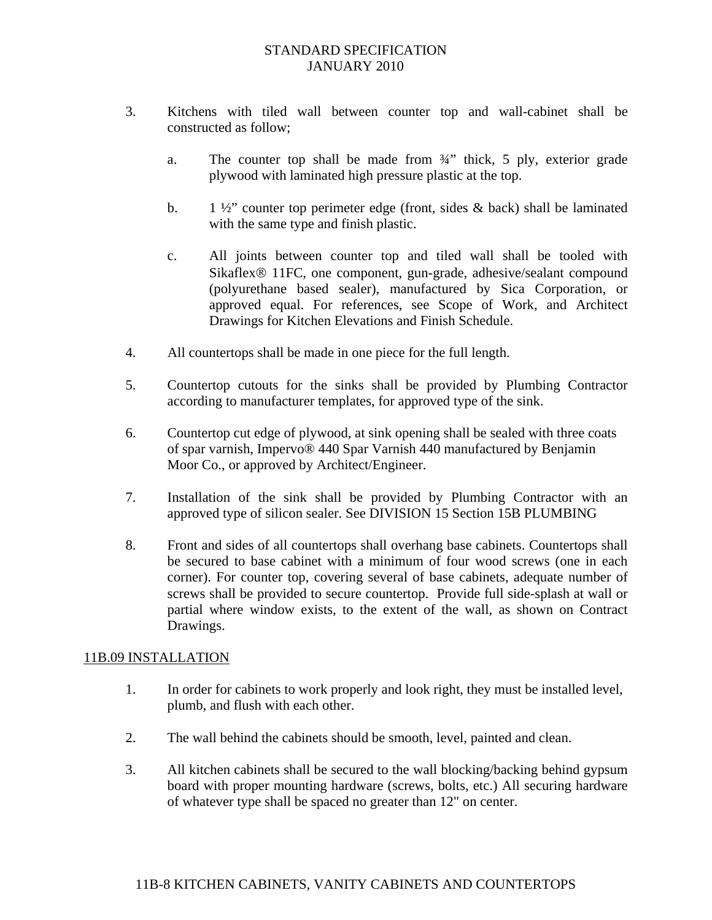3. Kitchens with tiled wall between counter top and wall-cabinet shall be constructed as follow;

   a. The counter top shall be made from ¾" thick, 5 ply, exterior grade plywood with laminated high pressure plastic at the top.

   b. 1 ½" counter top perimeter edge (front, sides & back) shall be laminated with the same type and finish plastic.

   c. All joints between counter top and tiled wall shall be tooled with Sikaflex® 11FC, one component, gun-grade, adhesive/sealant compound (polyurethane based sealer), manufactured by Sica Corporation, or approved equal. For references, see Scope of Work, and Architect Drawings for Kitchen Elevations and Finish Schedule.

4. All countertops shall be made in one piece for the full length.

5. Countertop cutouts for the sinks shall be provided by Plumbing Contractor according to manufacturer templates, for approved type of the sink.

6. Countertop cut edge of plywood, at sink opening shall be sealed with three coats of spar varnish, Impervo® 440 Spar Varnish 440 manufactured by Benjamin Moor Co., or approved by Architect/Engineer.

7. Installation of the sink shall be provided by Plumbing Contractor with an approved type of silicon sealer. See DIVISION 15 Section 15B PLUMBING

8. Front and sides of all countertops shall overhang base cabinets. Countertops shall be secured to base cabinet with a minimum of four wood screws (one in each corner). For counter top, covering several of base cabinets, adequate number of screws shall be provided to secure countertop. Provide full side-splash at wall or partial where window exists, to the extent of the wall, as shown on Contract Drawings.

## 11B.09 INSTALLATION

1. In order for cabinets to work properly and look right, they must be installed level, plumb, and flush with each other.

2. The wall behind the cabinets should be smooth, level, painted and clean.

3. All kitchen cabinets shall be secured to the wall blocking/backing behind gypsum board with proper mounting hardware (screws, bolts, etc.) All securing hardware of whatever type shall be spaced no greater than 12" on center.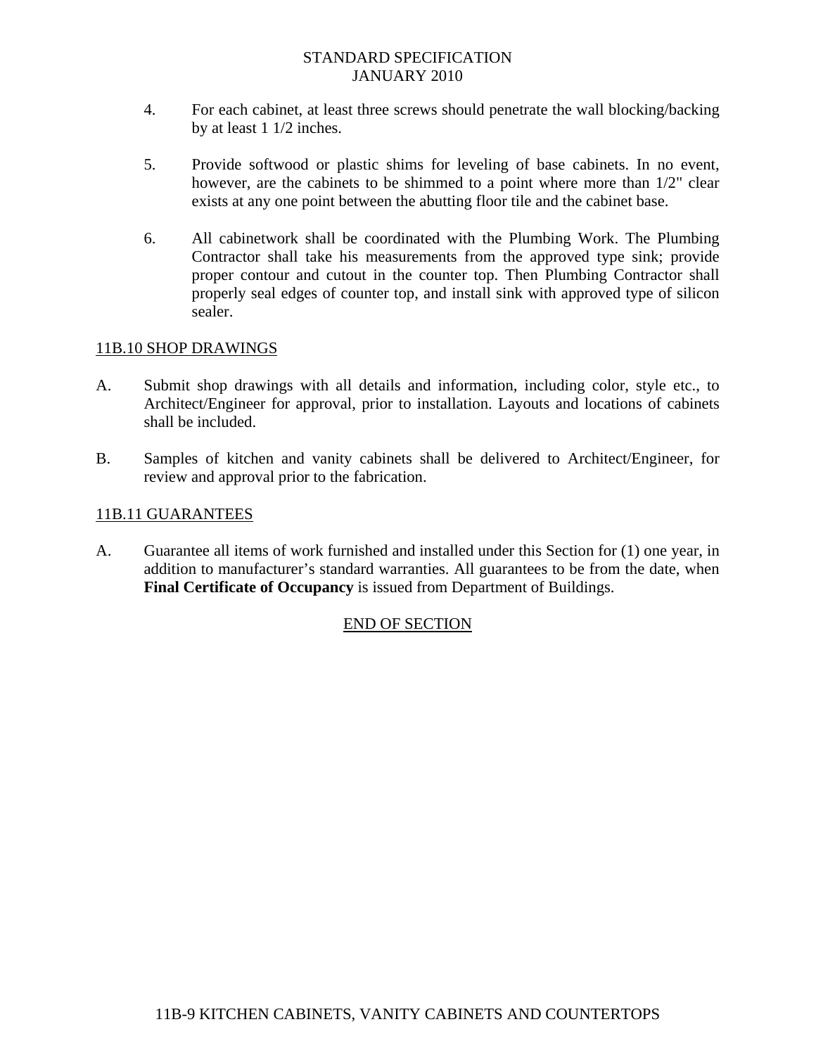4. For each cabinet, at least three screws should penetrate the wall blocking/backing by at least 1 1/2 inches.

5. Provide softwood or plastic shims for leveling of base cabinets. In no event, however, are the cabinets to be shimmed to a point where more than 1/2" clear exists at any one point between the abutting floor tile and the cabinet base.

6. All cabinetwork shall be coordinated with the Plumbing Work. The Plumbing Contractor shall take his measurements from the approved type sink; provide proper contour and cutout in the counter top. Then Plumbing Contractor shall properly seal edges of counter top, and install sink with approved type of silicon sealer.

## 11B.10 SHOP DRAWINGS

A. Submit shop drawings with all details and information, including color, style etc., to Architect/Engineer for approval, prior to installation. Layouts and locations of cabinets shall be included.

B. Samples of kitchen and vanity cabinets shall be delivered to Architect/Engineer, for review and approval prior to the fabrication.

## 11B.11 GUARANTEES

A. Guarantee all items of work furnished and installed under this Section for (1) one year, in addition to manufacturer's standard warranties. All guarantees to be from the date, when **Final Certificate of Occupancy** is issued from Department of Buildings.

END OF SECTION